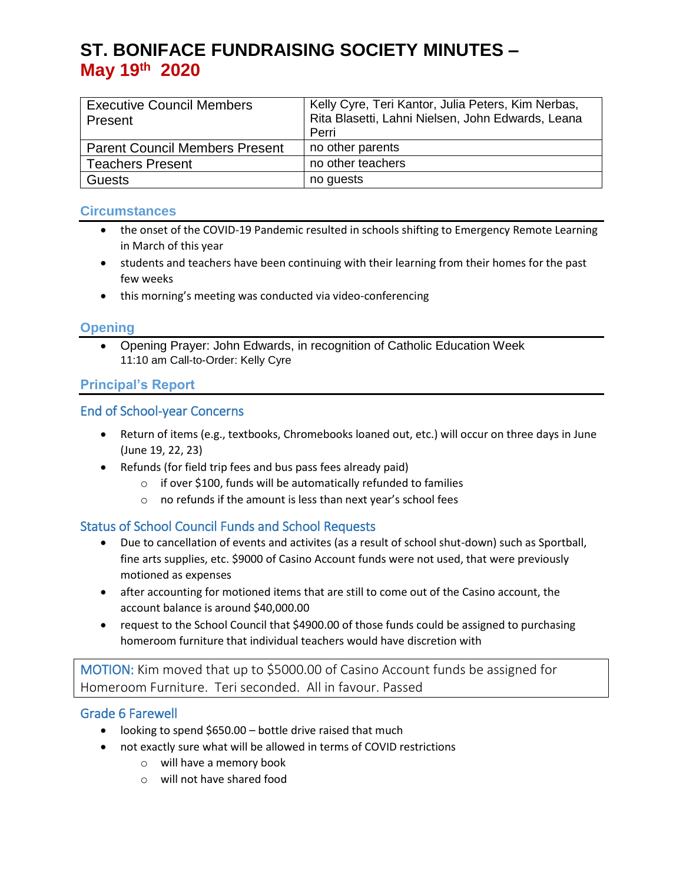# ST. BONIFACE FUNDRAISING SOCIETY MINUTES – May 19th 2020

| Executive Council Members Present | Kelly Cyre, Teri Kantor, Julia Peters, Kim Nerbas, Rita Blasetti, Lahni Nielsen, John Edwards, Leana Perri |
|---|---|
| Parent Council Members Present | no other parents |
| Teachers Present | no other teachers |
| Guests | no guests |

## Circumstances

- the onset of the COVID-19 Pandemic resulted in schools shifting to Emergency Remote Learning in March of this year
- students and teachers have been continuing with their learning from their homes for the past few weeks
- this morning's meeting was conducted via video-conferencing

## Opening

- Opening Prayer: John Edwards, in recognition of Catholic Education Week
  11:10 am Call-to-Order: Kelly Cyre

## Principal's Report

### End of School-year Concerns

- Return of items (e.g., textbooks, Chromebooks loaned out, etc.) will occur on three days in June (June 19, 22, 23)
- Refunds (for field trip fees and bus pass fees already paid)
  - if over $100, funds will be automatically refunded to families
  - no refunds if the amount is less than next year's school fees

### Status of School Council Funds and School Requests

- Due to cancellation of events and activites (as a result of school shut-down) such as Sportball, fine arts supplies, etc. $9000 of Casino Account funds were not used, that were previously motioned as expenses
- after accounting for motioned items that are still to come out of the Casino account, the account balance is around $40,000.00
- request to the School Council that $4900.00 of those funds could be assigned to purchasing homeroom furniture that individual teachers would have discretion with

MOTION: Kim moved that up to $5000.00 of Casino Account funds be assigned for Homeroom Furniture. Teri seconded. All in favour. Passed

### Grade 6 Farewell

- looking to spend $650.00 – bottle drive raised that much
- not exactly sure what will be allowed in terms of COVID restrictions
  - will have a memory book
  - will not have shared food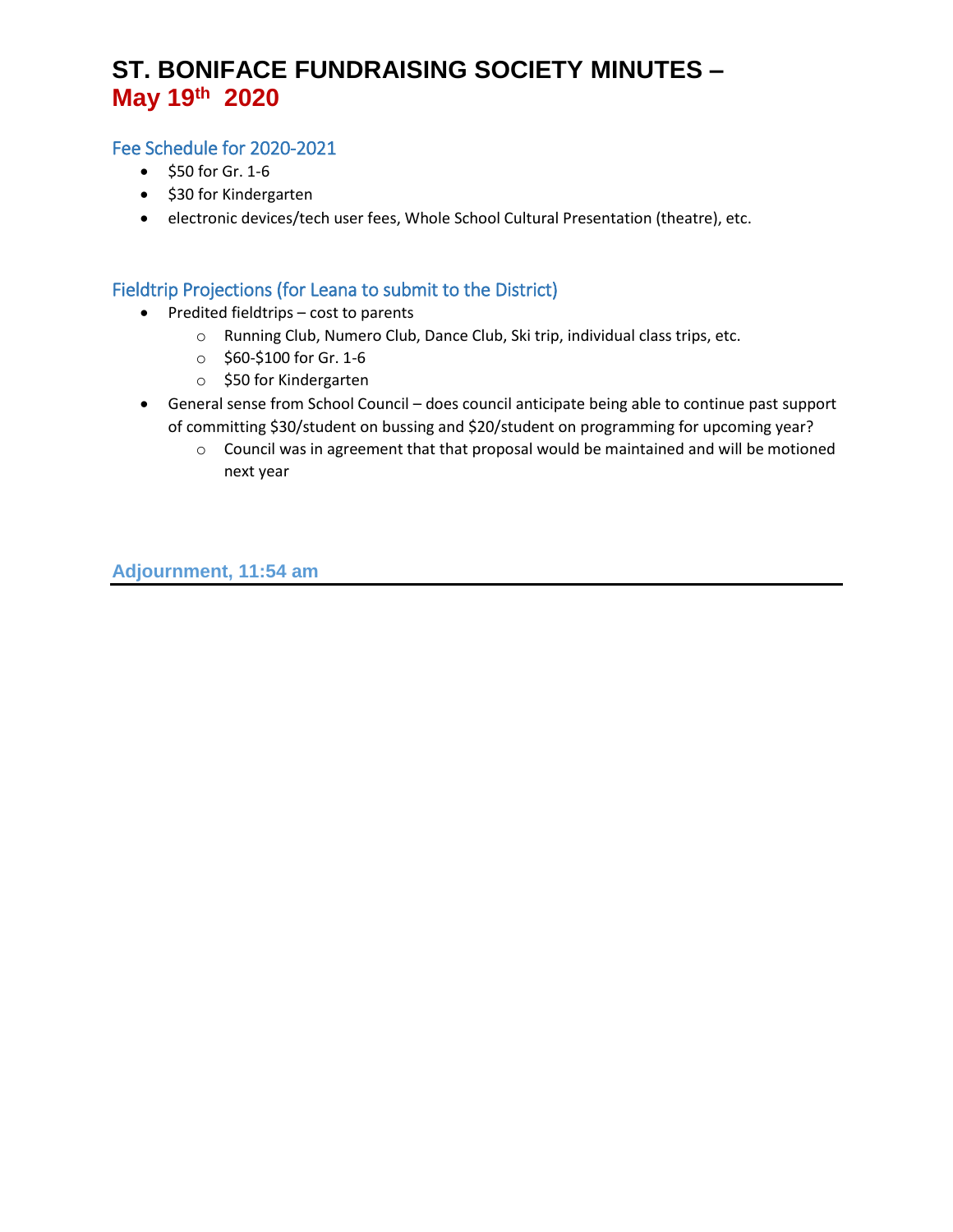# ST. BONIFACE FUNDRAISING SOCIETY MINUTES – May 19th 2020

## Fee Schedule for 2020-2021

- $50 for Gr. 1-6
- $30 for Kindergarten
- electronic devices/tech user fees, Whole School Cultural Presentation (theatre), etc.

## Fieldtrip Projections (for Leana to submit to the District)

- Predited fieldtrips – cost to parents
  - Running Club, Numero Club, Dance Club, Ski trip, individual class trips, etc.
  - $60-$100 for Gr. 1-6
  - $50 for Kindergarten
- General sense from School Council – does council anticipate being able to continue past support of committing $30/student on bussing and $20/student on programming for upcoming year?
  - Council was in agreement that that proposal would be maintained and will be motioned next year

## Adjournment, 11:54 am